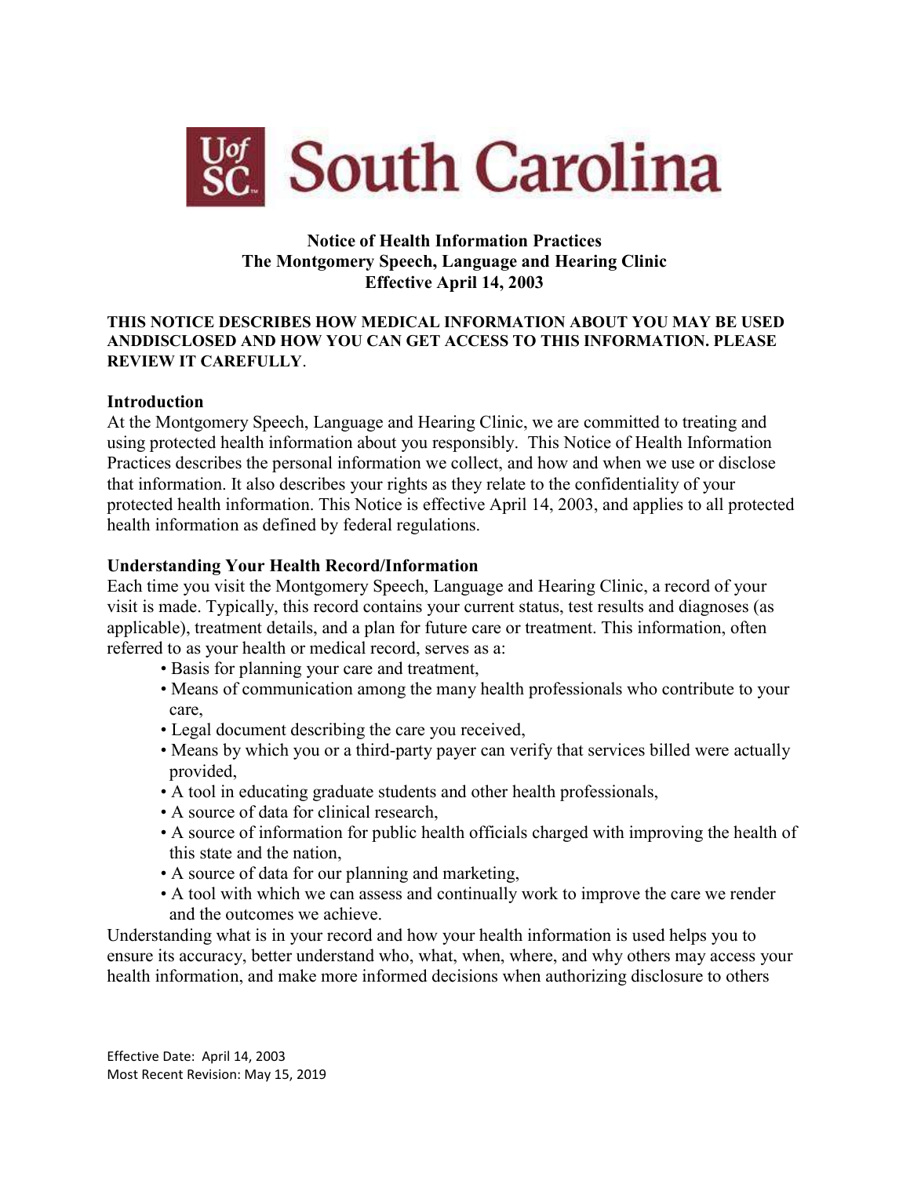# South Carolina

**Notice of Health Information Practices**
**The Montgomery Speech, Language and Hearing Clinic**
**Effective April 14, 2003**

**THIS NOTICE DESCRIBES HOW MEDICAL INFORMATION ABOUT YOU MAY BE USED ANDDISCLOSED AND HOW YOU CAN GET ACCESS TO THIS INFORMATION. PLEASE REVIEW IT CAREFULLY**.

## Introduction

At the Montgomery Speech, Language and Hearing Clinic, we are committed to treating and using protected health information about you responsibly. This Notice of Health Information Practices describes the personal information we collect, and how and when we use or disclose that information. It also describes your rights as they relate to the confidentiality of your protected health information. This Notice is effective April 14, 2003, and applies to all protected health information as defined by federal regulations.

## Understanding Your Health Record/Information

Each time you visit the Montgomery Speech, Language and Hearing Clinic, a record of your visit is made. Typically, this record contains your current status, test results and diagnoses (as applicable), treatment details, and a plan for future care or treatment. This information, often referred to as your health or medical record, serves as a:

- Basis for planning your care and treatment,
- Means of communication among the many health professionals who contribute to your care,
- Legal document describing the care you received,
- Means by which you or a third-party payer can verify that services billed were actually provided,
- A tool in educating graduate students and other health professionals,
- A source of data for clinical research,
- A source of information for public health officials charged with improving the health of this state and the nation,
- A source of data for our planning and marketing,
- A tool with which we can assess and continually work to improve the care we render and the outcomes we achieve.

Understanding what is in your record and how your health information is used helps you to ensure its accuracy, better understand who, what, when, where, and why others may access your health information, and make more informed decisions when authorizing disclosure to others

Effective Date: April 14, 2003
Most Recent Revision: May 15, 2019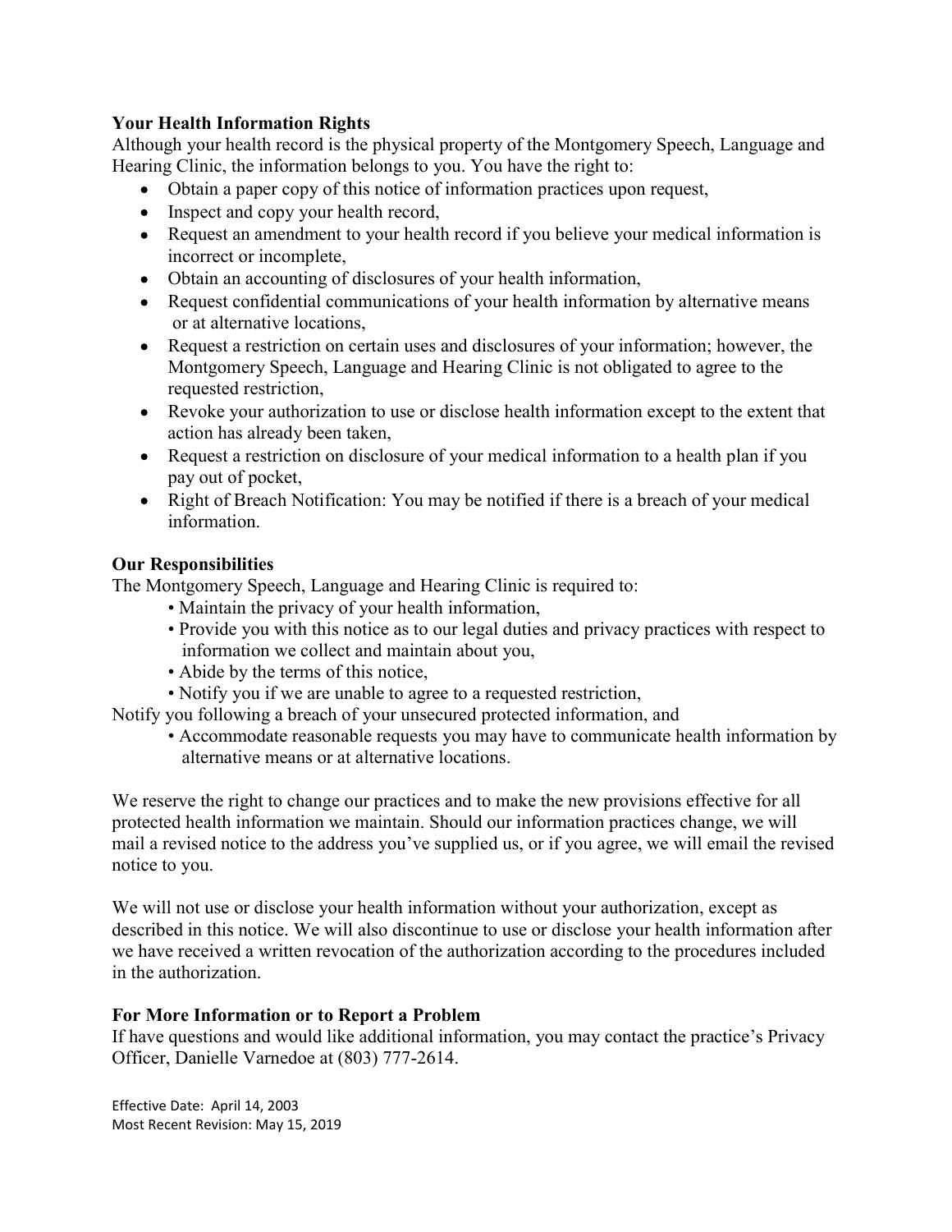### Your Health Information Rights

Although your health record is the physical property of the Montgomery Speech, Language and Hearing Clinic, the information belongs to you. You have the right to:

- Obtain a paper copy of this notice of information practices upon request,
- Inspect and copy your health record,
- Request an amendment to your health record if you believe your medical information is incorrect or incomplete,
- Obtain an accounting of disclosures of your health information,
- Request confidential communications of your health information by alternative means or at alternative locations,
- Request a restriction on certain uses and disclosures of your information; however, the Montgomery Speech, Language and Hearing Clinic is not obligated to agree to the requested restriction,
- Revoke your authorization to use or disclose health information except to the extent that action has already been taken,
- Request a restriction on disclosure of your medical information to a health plan if you pay out of pocket,
- Right of Breach Notification: You may be notified if there is a breach of your medical information.

### Our Responsibilities

The Montgomery Speech, Language and Hearing Clinic is required to:

- Maintain the privacy of your health information,
- Provide you with this notice as to our legal duties and privacy practices with respect to information we collect and maintain about you,
- Abide by the terms of this notice,
- Notify you if we are unable to agree to a requested restriction,

Notify you following a breach of your unsecured protected information, and

- Accommodate reasonable requests you may have to communicate health information by alternative means or at alternative locations.

We reserve the right to change our practices and to make the new provisions effective for all protected health information we maintain. Should our information practices change, we will mail a revised notice to the address you've supplied us, or if you agree, we will email the revised notice to you.

We will not use or disclose your health information without your authorization, except as described in this notice. We will also discontinue to use or disclose your health information after we have received a written revocation of the authorization according to the procedures included in the authorization.

### For More Information or to Report a Problem

If have questions and would like additional information, you may contact the practice's Privacy Officer, Danielle Varnedoe at (803) 777-2614.

Effective Date: April 14, 2003
Most Recent Revision: May 15, 2019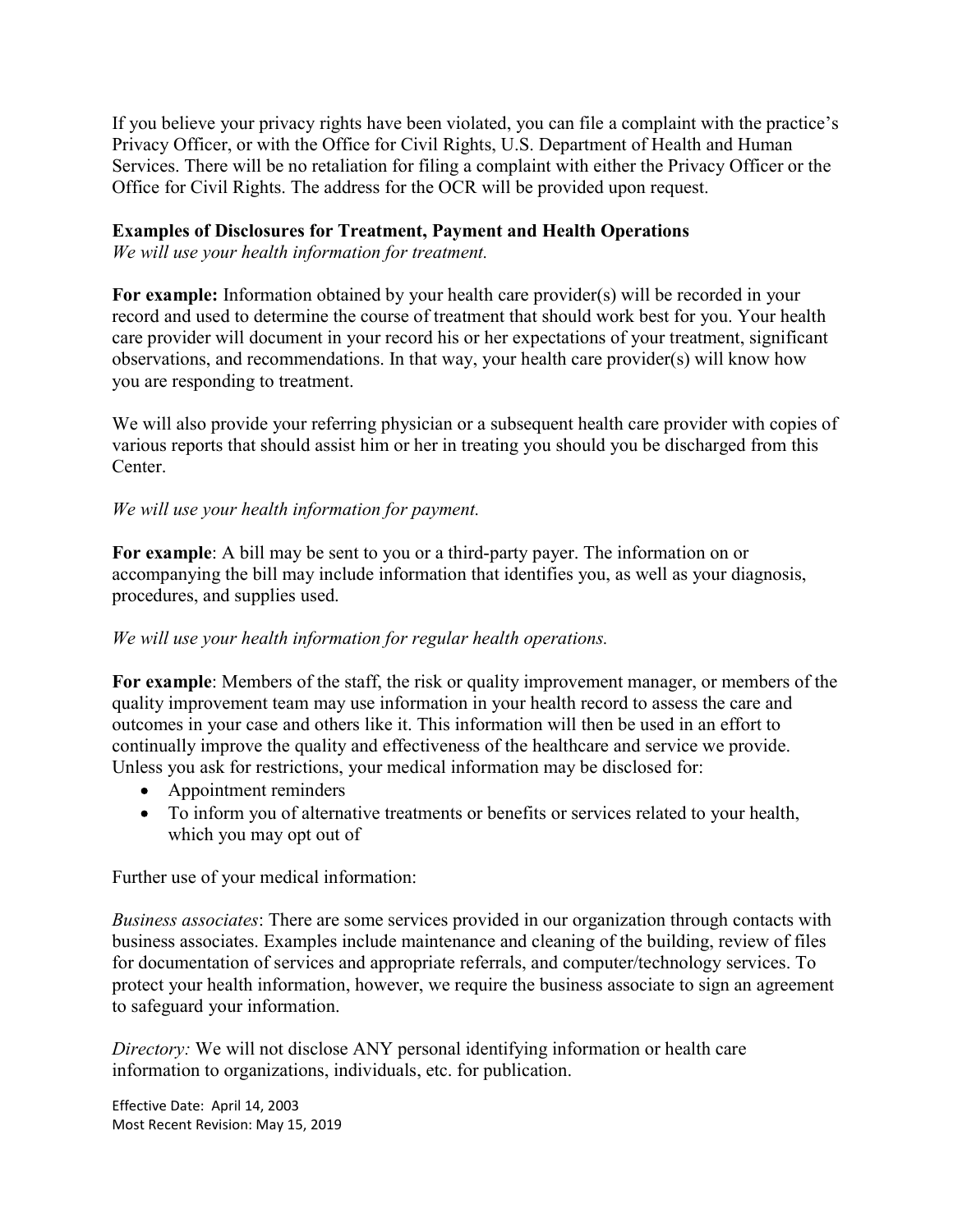If you believe your privacy rights have been violated, you can file a complaint with the practice's Privacy Officer, or with the Office for Civil Rights, U.S. Department of Health and Human Services. There will be no retaliation for filing a complaint with either the Privacy Officer or the Office for Civil Rights. The address for the OCR will be provided upon request.

**Examples of Disclosures for Treatment, Payment and Health Operations**
*We will use your health information for treatment.*

**For example:** Information obtained by your health care provider(s) will be recorded in your record and used to determine the course of treatment that should work best for you. Your health care provider will document in your record his or her expectations of your treatment, significant observations, and recommendations. In that way, your health care provider(s) will know how you are responding to treatment.

We will also provide your referring physician or a subsequent health care provider with copies of various reports that should assist him or her in treating you should you be discharged from this Center.

*We will use your health information for payment.*

**For example**: A bill may be sent to you or a third-party payer. The information on or accompanying the bill may include information that identifies you, as well as your diagnosis, procedures, and supplies used.

*We will use your health information for regular health operations.*

**For example**: Members of the staff, the risk or quality improvement manager, or members of the quality improvement team may use information in your health record to assess the care and outcomes in your case and others like it. This information will then be used in an effort to continually improve the quality and effectiveness of the healthcare and service we provide. Unless you ask for restrictions, your medical information may be disclosed for:

- Appointment reminders
- To inform you of alternative treatments or benefits or services related to your health, which you may opt out of

Further use of your medical information:

*Business associates*: There are some services provided in our organization through contacts with business associates. Examples include maintenance and cleaning of the building, review of files for documentation of services and appropriate referrals, and computer/technology services. To protect your health information, however, we require the business associate to sign an agreement to safeguard your information.

*Directory:* We will not disclose ANY personal identifying information or health care information to organizations, individuals, etc. for publication.

Effective Date: April 14, 2003
Most Recent Revision: May 15, 2019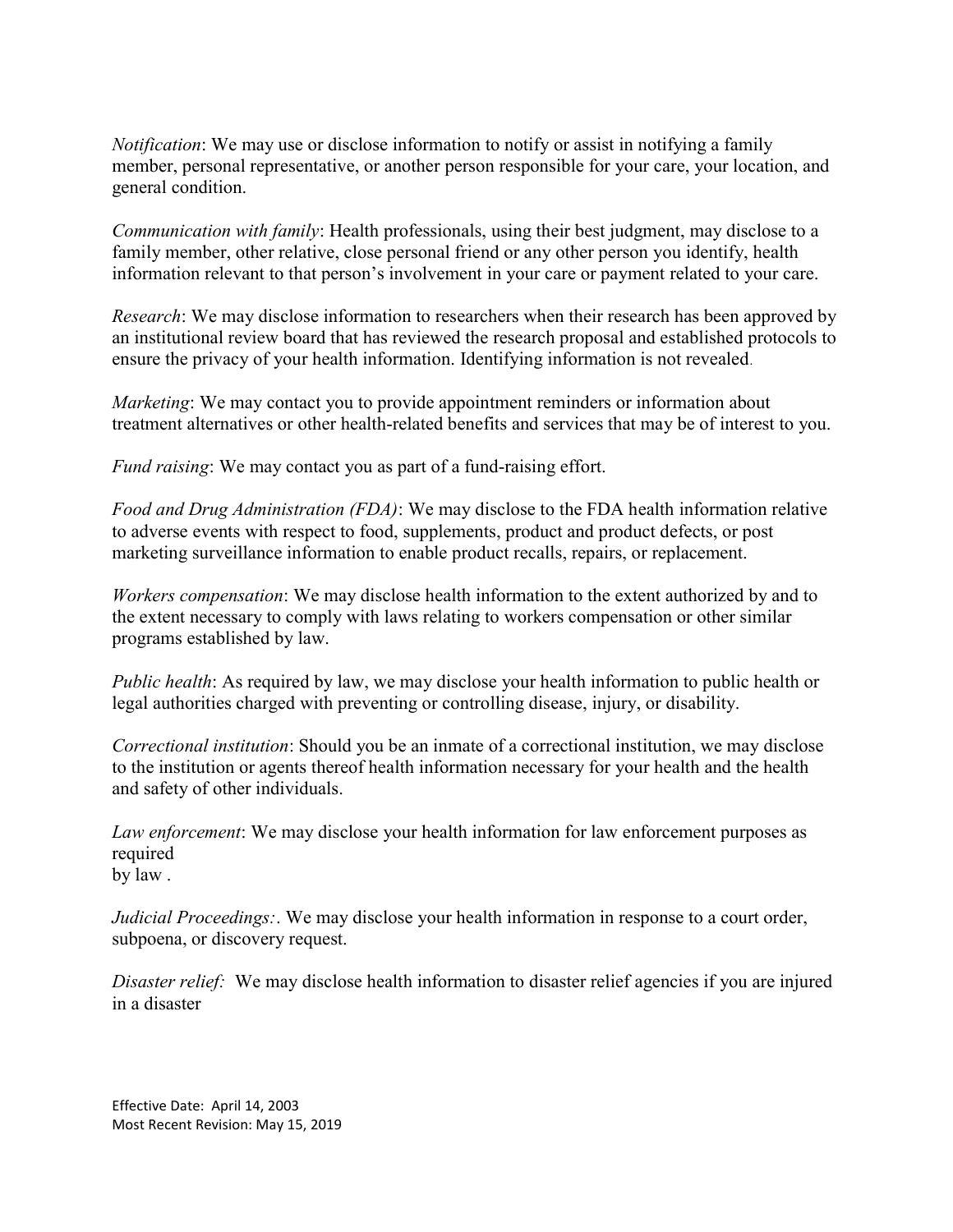*Notification*: We may use or disclose information to notify or assist in notifying a family member, personal representative, or another person responsible for your care, your location, and general condition.

*Communication with family*: Health professionals, using their best judgment, may disclose to a family member, other relative, close personal friend or any other person you identify, health information relevant to that person's involvement in your care or payment related to your care.

*Research*: We may disclose information to researchers when their research has been approved by an institutional review board that has reviewed the research proposal and established protocols to ensure the privacy of your health information. Identifying information is not revealed.

*Marketing*: We may contact you to provide appointment reminders or information about treatment alternatives or other health-related benefits and services that may be of interest to you.

*Fund raising*: We may contact you as part of a fund-raising effort.

*Food and Drug Administration (FDA)*: We may disclose to the FDA health information relative to adverse events with respect to food, supplements, product and product defects, or post marketing surveillance information to enable product recalls, repairs, or replacement.

*Workers compensation*: We may disclose health information to the extent authorized by and to the extent necessary to comply with laws relating to workers compensation or other similar programs established by law.

*Public health*: As required by law, we may disclose your health information to public health or legal authorities charged with preventing or controlling disease, injury, or disability.

*Correctional institution*: Should you be an inmate of a correctional institution, we may disclose to the institution or agents thereof health information necessary for your health and the health and safety of other individuals.

*Law enforcement*: We may disclose your health information for law enforcement purposes as required by law .

*Judicial Proceedings:*. We may disclose your health information in response to a court order, subpoena, or discovery request.

*Disaster relief:* We may disclose health information to disaster relief agencies if you are injured in a disaster

Effective Date: April 14, 2003
Most Recent Revision: May 15, 2019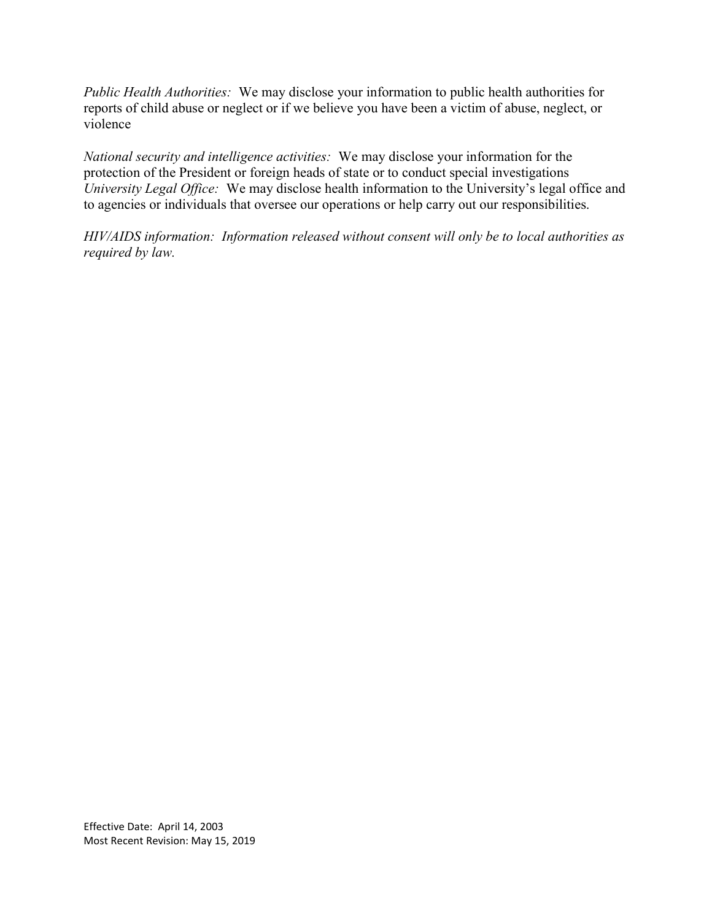*Public Health Authorities:* We may disclose your information to public health authorities for reports of child abuse or neglect or if we believe you have been a victim of abuse, neglect, or violence

*National security and intelligence activities:* We may disclose your information for the protection of the President or foreign heads of state or to conduct special investigations
*University Legal Office:* We may disclose health information to the University's legal office and to agencies or individuals that oversee our operations or help carry out our responsibilities.

*HIV/AIDS information: Information released without consent will only be to local authorities as required by law.*

Effective Date: April 14, 2003
Most Recent Revision: May 15, 2019